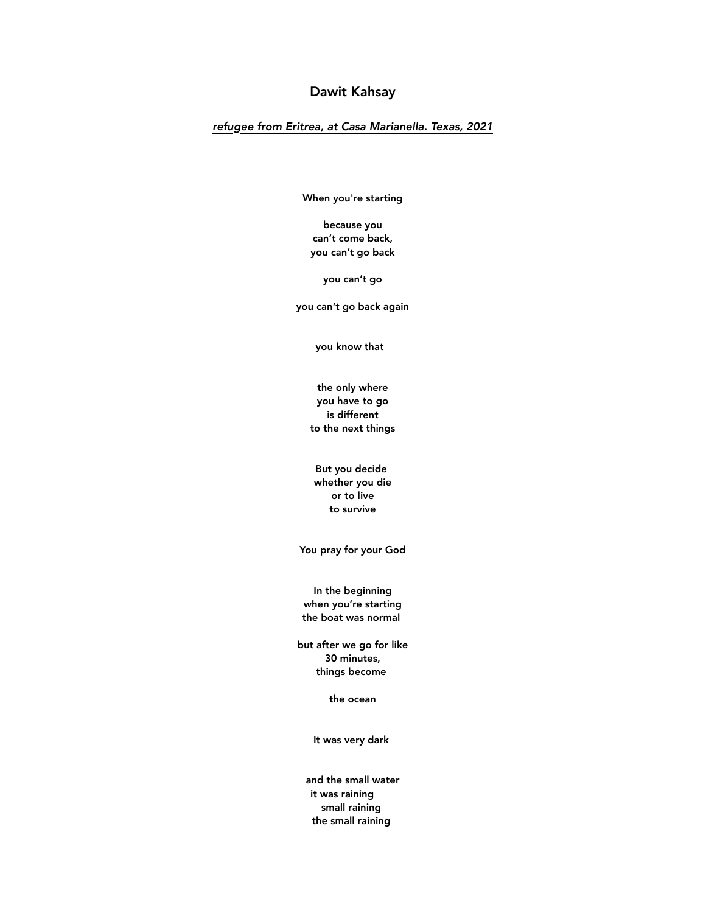## Dawit Kahsay

*refugee from Eritrea, at Casa Marianella. Texas, 2021*

When you're starting

because you  
can't come back,  
you can't go back

you can't go

you can't go back again

you know that

the only where  
you have to go  
is different  
to the next things

But you decide  
whether you die  
or to live  
to survive

You pray for your God

In the beginning  
when you're starting  
the boat was normal

but after we go for like  
30 minutes,  
things become

the ocean

It was very dark

and the small water  
it was raining  
small raining  
the small raining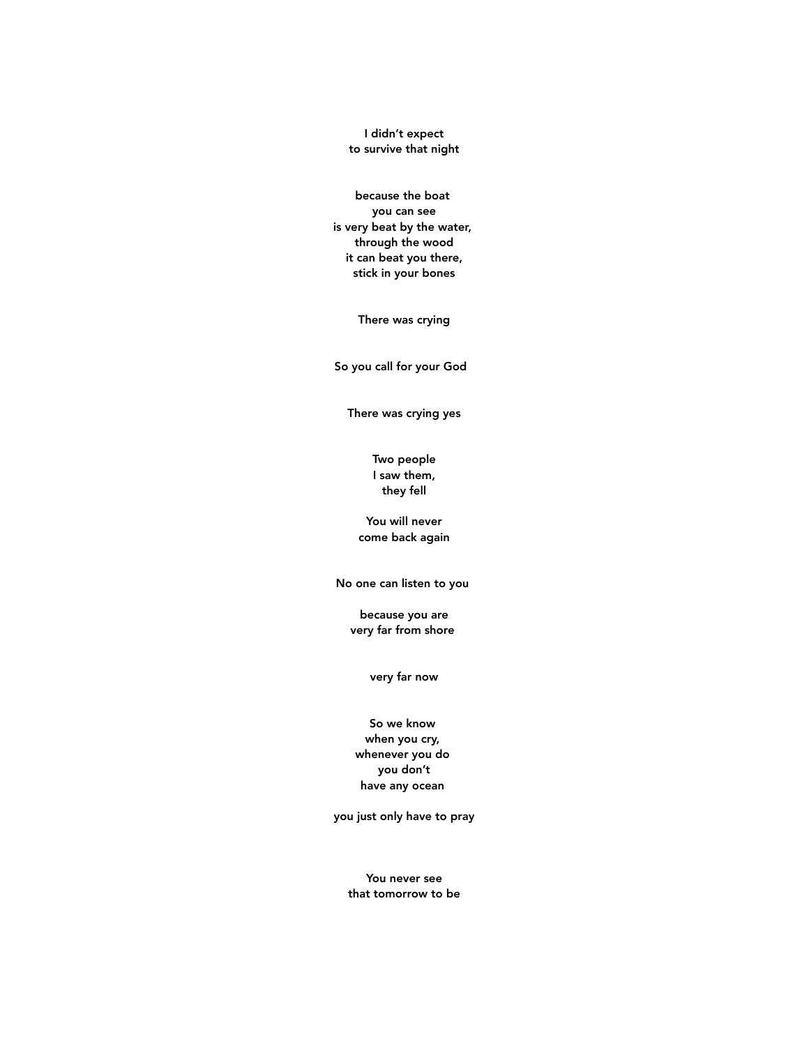**I didn't expect**
**to survive that night**

**because the boat**
**you can see**
**is very beat by the water,**
**through the wood**
**it can beat you there,**
**stick in your bones**

**There was crying**

**So you call for your God**

**There was crying yes**

**Two people**
**I saw them,**
**they fell**

**You will never**
**come back again**

**No one can listen to you**

**because you are**
**very far from shore**

**very far now**

**So we know**
**when you cry,**
**whenever you do**
**you don't**
**have any ocean**

**you just only have to pray**

**You never see**
**that tomorrow to be**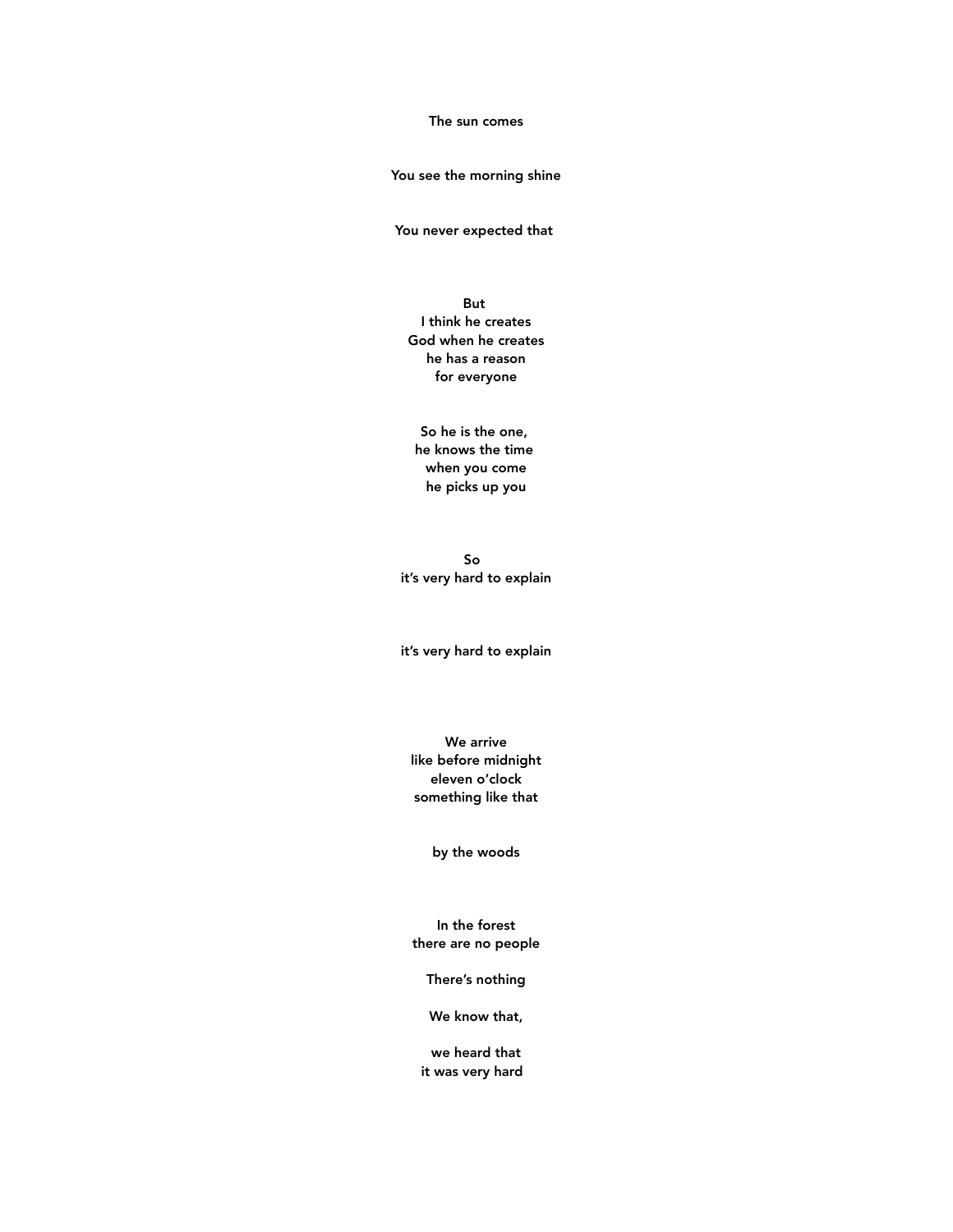**The sun comes**

**You see the morning shine**

**You never expected that**

**But**
**I think he creates**
**God when he creates**
**he has a reason**
**for everyone**

**So he is the one,**
**he knows the time**
**when you come**
**he picks up you**

**So**
**it's very hard to explain**

**it's very hard to explain**

**We arrive**
**like before midnight**
**eleven o'clock**
**something like that**

**by the woods**

**In the forest**
**there are no people**

**There's nothing**

**We know that,**

**we heard that**
**it was very hard**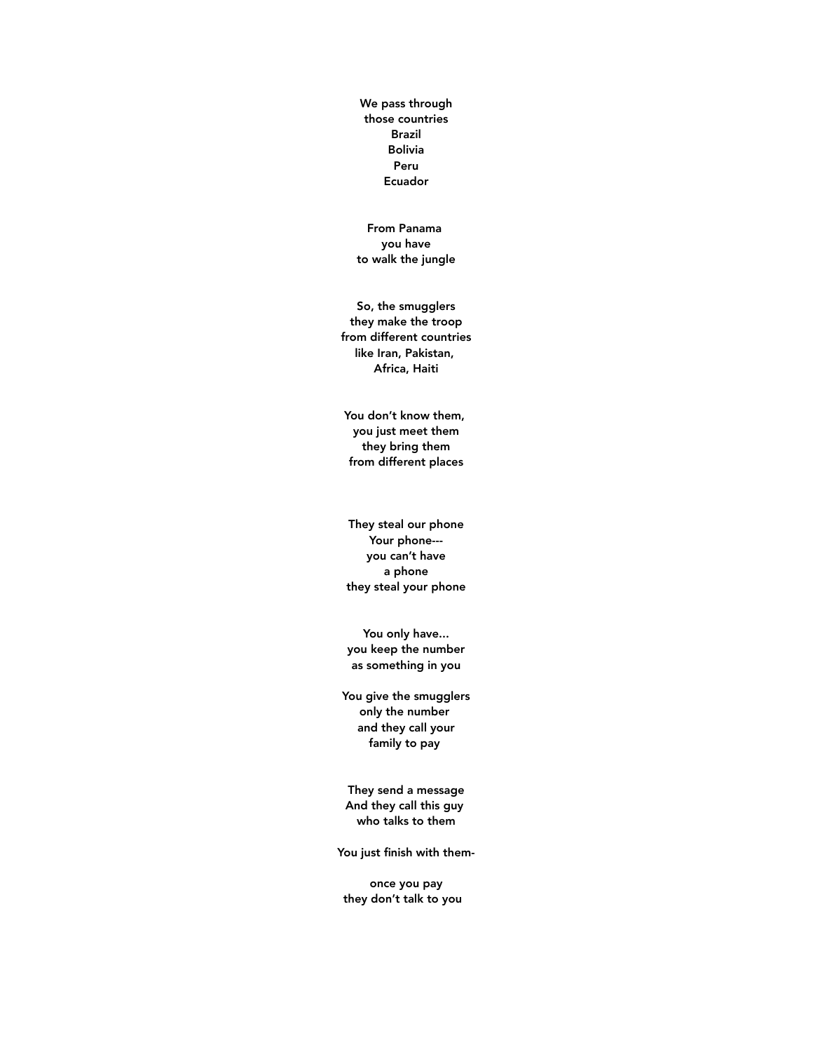We pass through
those countries
Brazil
Bolivia
Peru
Ecuador

From Panama
you have
to walk the jungle

So, the smugglers
they make the troop
from different countries
like Iran, Pakistan,
Africa, Haiti

You don't know them,
you just meet them
they bring them
from different places

They steal our phone
Your phone---
you can't have
a phone
they steal your phone

You only have...
you keep the number
as something in you

You give the smugglers
only the number
and they call your
family to pay

They send a message
And they call this guy
who talks to them

You just finish with them-

once you pay
they don't talk to you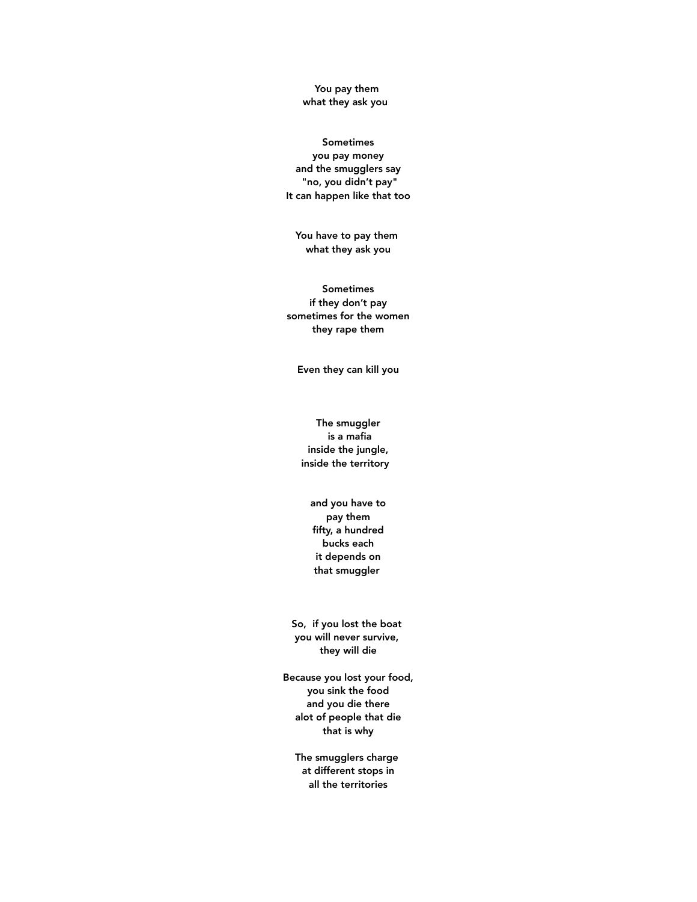**You pay them**
**what they ask you**

**Sometimes**
**you pay money**
**and the smugglers say**
**"no, you didn't pay"**
**It can happen like that too**

**You have to pay them**
**what they ask you**

**Sometimes**
**if they don't pay**
**sometimes for the women**
**they rape them**

**Even they can kill you**

**The smuggler**
**is a mafia**
**inside the jungle,**
**inside the territory**

**and you have to**
**pay them**
**fifty, a hundred**
**bucks each**
**it depends on**
**that smuggler**

**So, if you lost the boat**
**you will never survive,**
**they will die**

**Because you lost your food,**
**you sink the food**
**and you die there**
**alot of people that die**
**that is why**

**The smugglers charge**
**at different stops in**
**all the territories**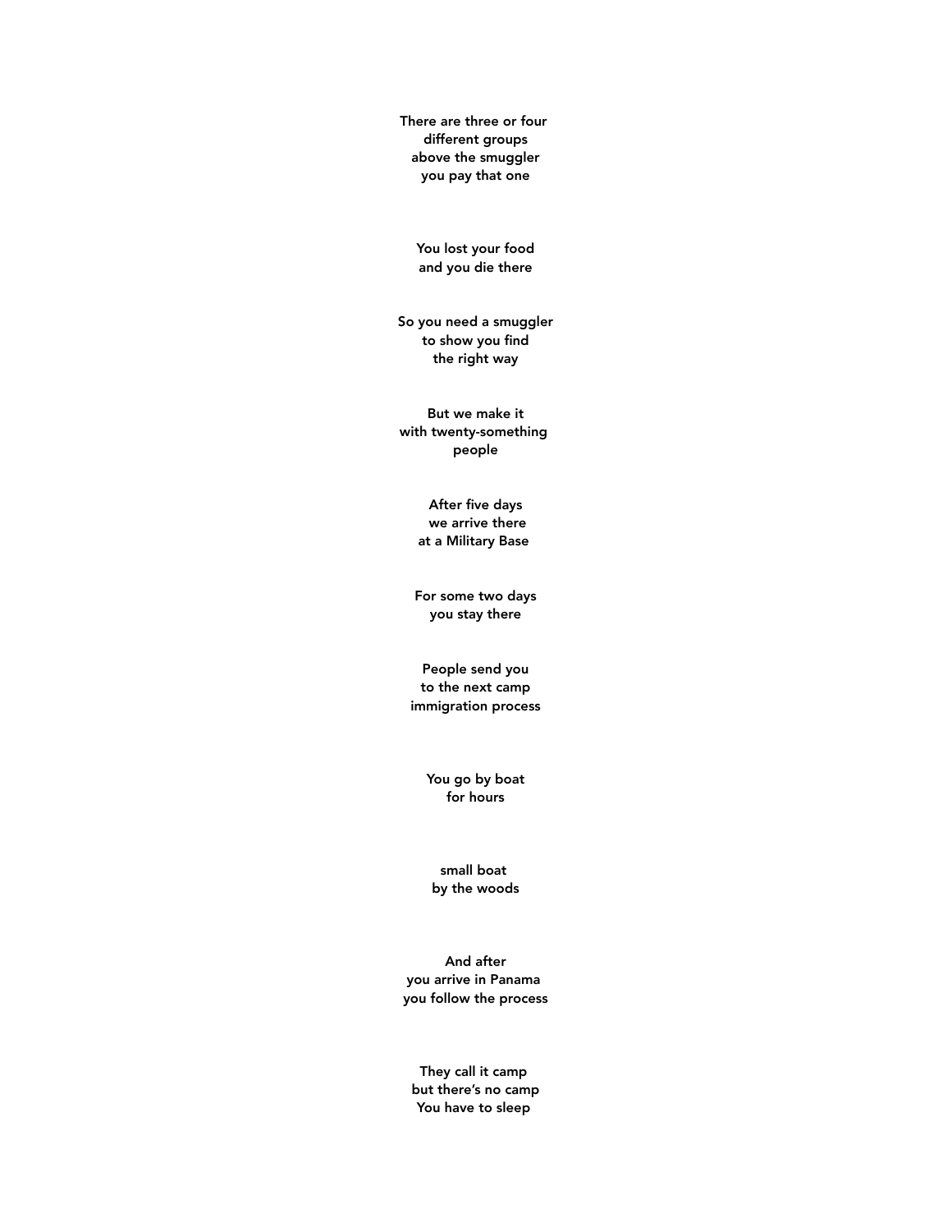There are three or four  
different groups  
above the smuggler  
you pay that one

You lost your food  
and you die there

So you need a smuggler  
to show you find  
the right way

But we make it  
with twenty-something  
people

After five days  
we arrive there  
at a Military Base

For some two days  
you stay there

People send you  
to the next camp  
immigration process

You go by boat  
for hours

small boat  
by the woods

And after  
you arrive in Panama  
you follow the process

They call it camp  
but there's no camp  
You have to sleep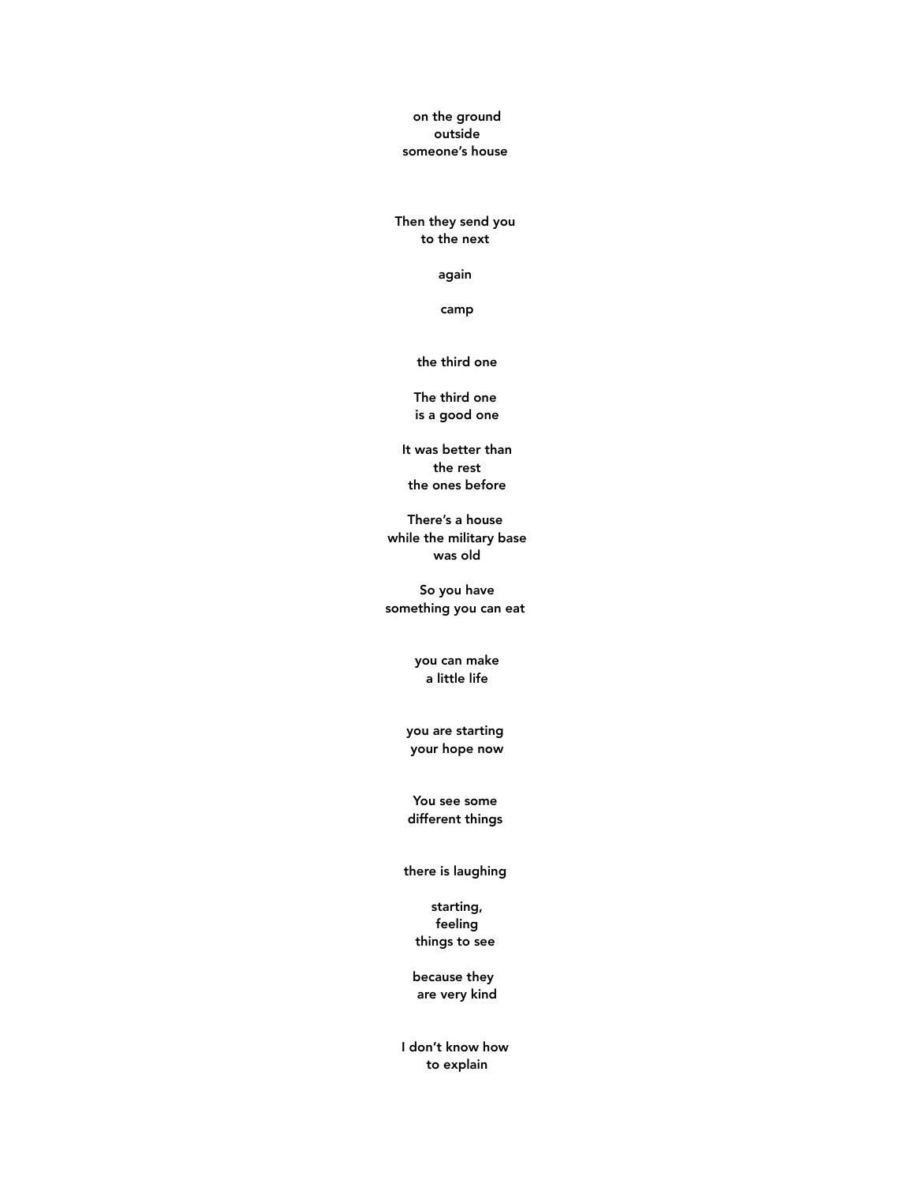on the ground  
outside  
someone's house

Then they send you  
to the next

again

camp

the third one

The third one  
is a good one

It was better than  
the rest  
the ones before

There's a house  
while the military base  
was old

So you have  
something you can eat

you can make  
a little life

you are starting  
your hope now

You see some  
different things

there is laughing

starting,  
feeling  
things to see

because they  
are very kind

I don't know how  
to explain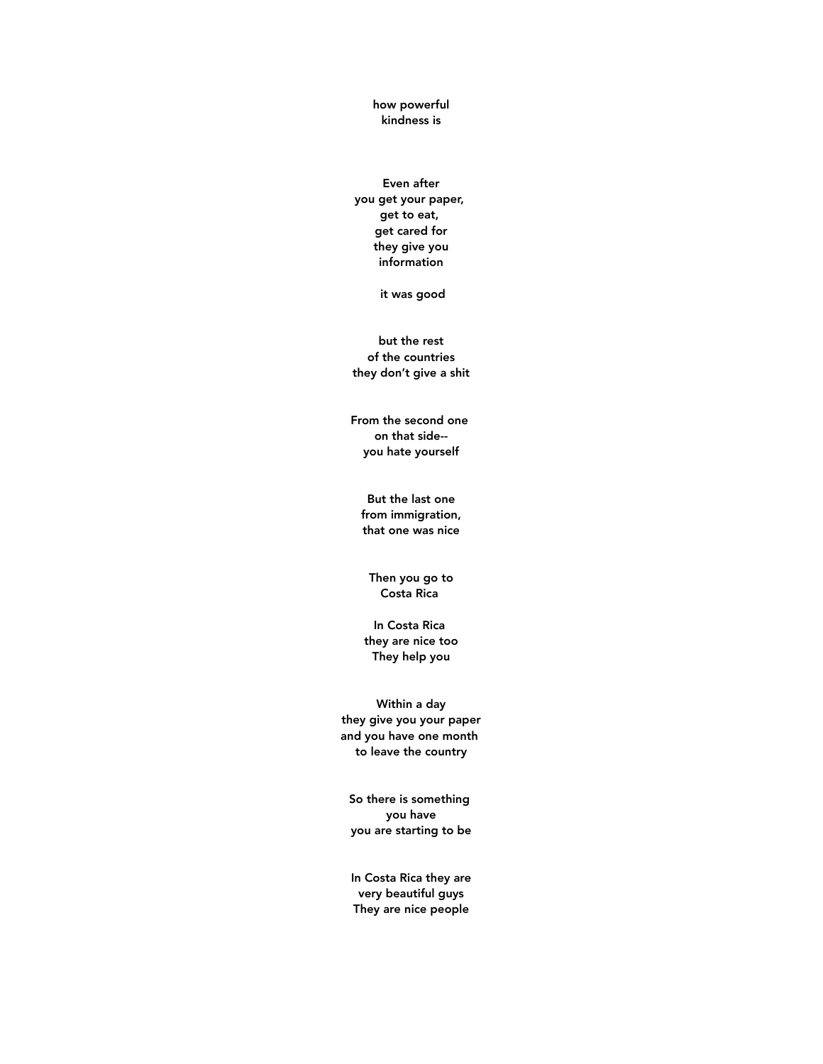how powerful  
kindness is

Even after  
you get your paper,  
get to eat,  
get cared for  
they give you  
information

it was good

but the rest  
of the countries  
they don't give a shit

From the second one  
on that side--  
you hate yourself

But the last one  
from immigration,  
that one was nice

Then you go to  
Costa Rica

In Costa Rica  
they are nice too  
They help you

Within a day  
they give you your paper  
and you have one month  
to leave the country

So there is something  
you have  
you are starting to be

In Costa Rica they are  
very beautiful guys  
They are nice people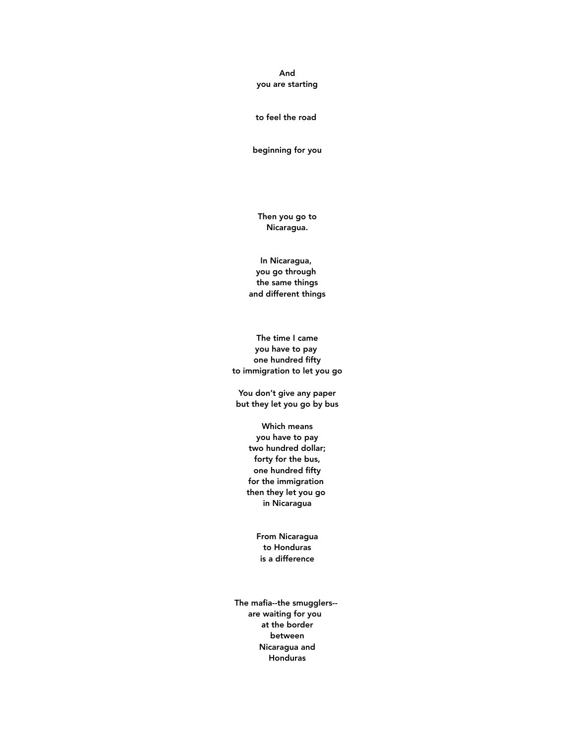And
you are starting

to feel the road

beginning for you

Then you go to
Nicaragua.

In Nicaragua,
you go through
the same things
and different things

The time I came
you have to pay
one hundred fifty
to immigration to let you go

You don't give any paper
but they let you go by bus

Which means
you have to pay
two hundred dollar;
forty for the bus,
one hundred fifty
for the immigration
then they let you go
in Nicaragua

From Nicaragua
to Honduras
is a difference

The mafia--the smugglers--
are waiting for you
at the border
between
Nicaragua and
Honduras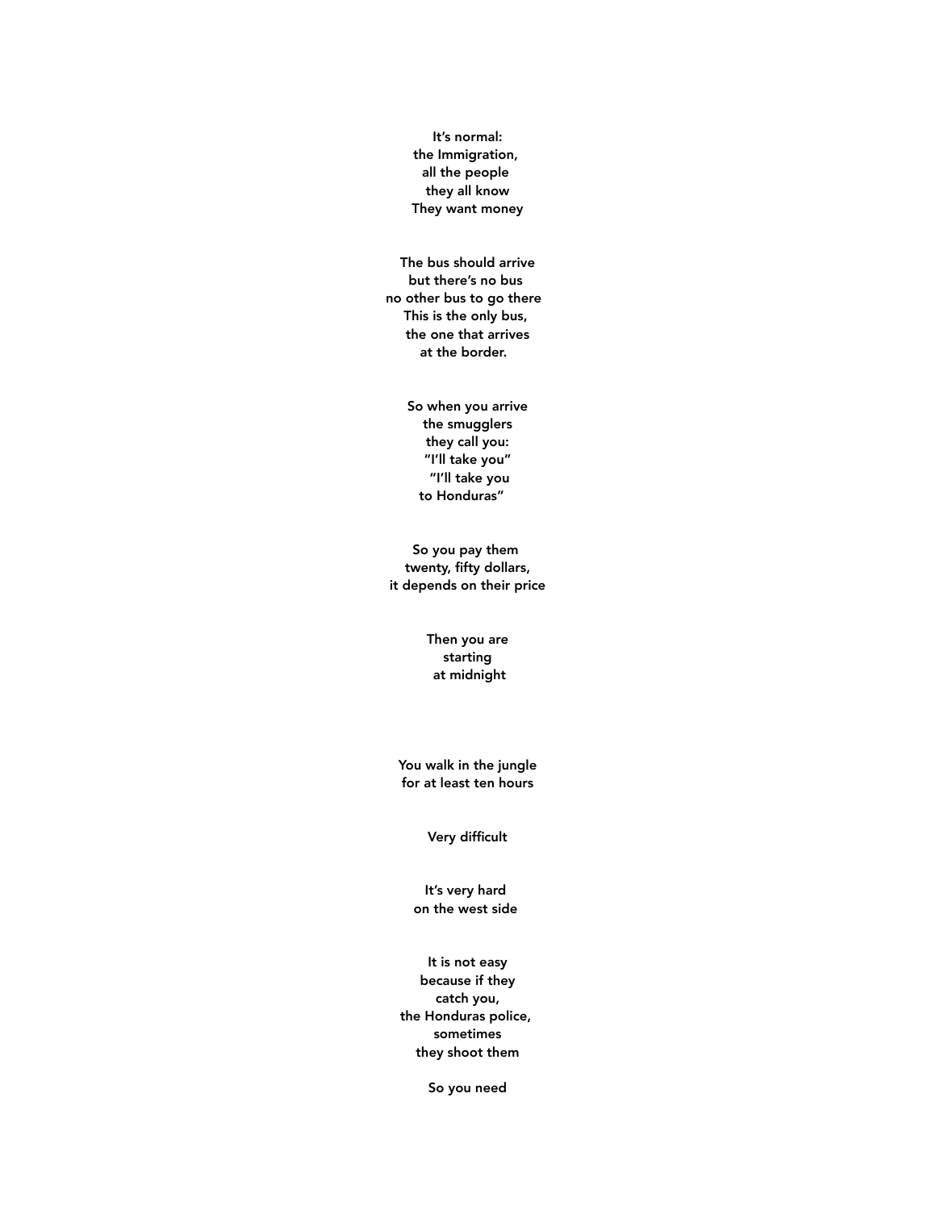It's normal:
the Immigration,
all the people
they all know
They want money

The bus should arrive
but there's no bus
no other bus to go there
This is the only bus,
the one that arrives
at the border.

So when you arrive
the smugglers
they call you:
"I'll take you"
"I'll take you
to Honduras"

So you pay them
twenty, fifty dollars,
it depends on their price

Then you are
starting
at midnight

You walk in the jungle
for at least ten hours

Very difficult

It's very hard
on the west side

It is not easy
because if they
catch you,
the Honduras police,
sometimes
they shoot them

So you need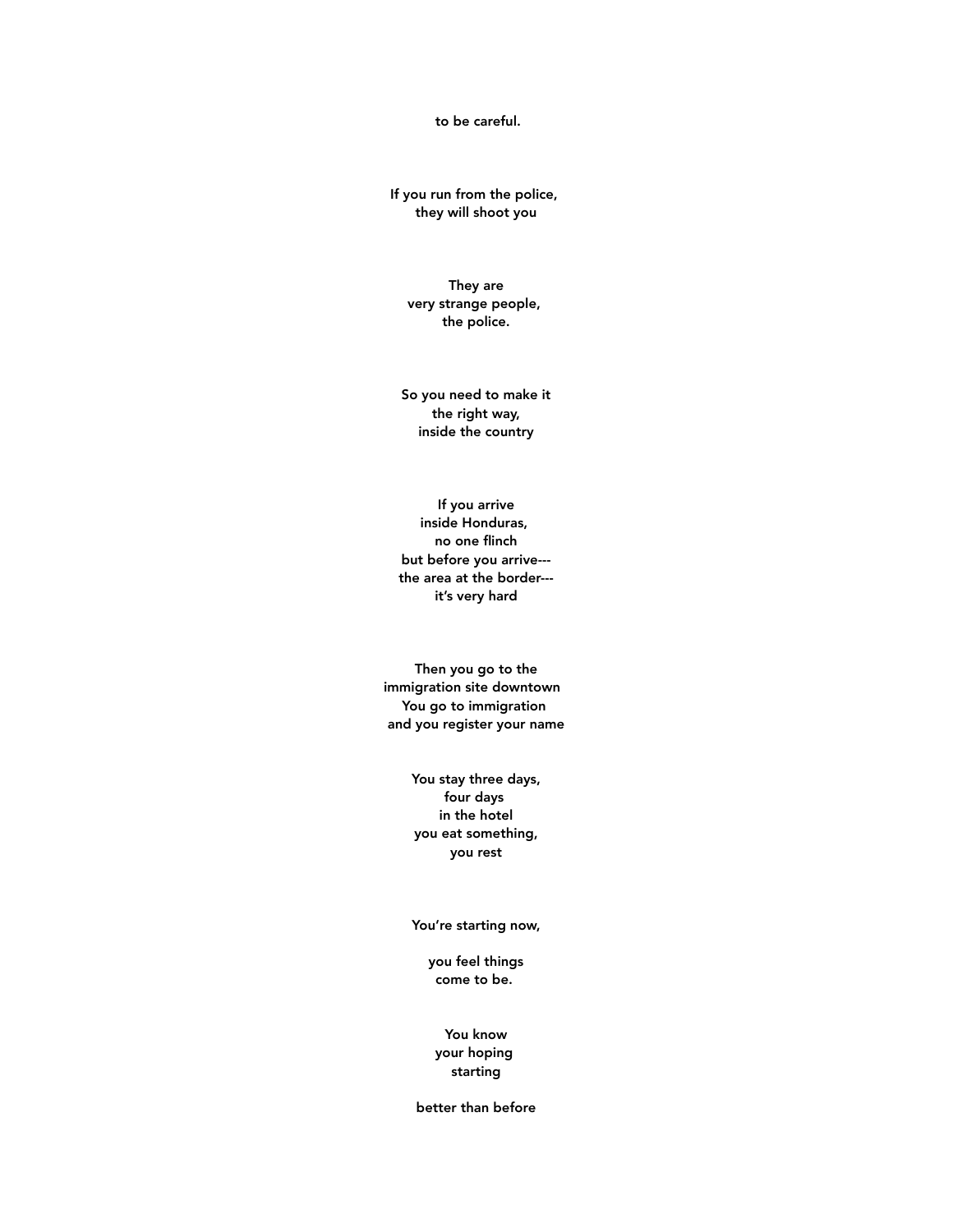to be careful.

If you run from the police,  
they will shoot you

They are  
very strange people,  
the police.

So you need to make it  
the right way,  
inside the country

If you arrive  
inside Honduras,  
no one flinch  
but before you arrive---  
the area at the border---  
it's very hard

Then you go to the  
immigration site downtown  
You go to immigration  
and you register your name

You stay three days,  
four days  
in the hotel  
you eat something,  
you rest

You're starting now,

you feel things  
come to be.

You know  
your hoping  
starting

better than before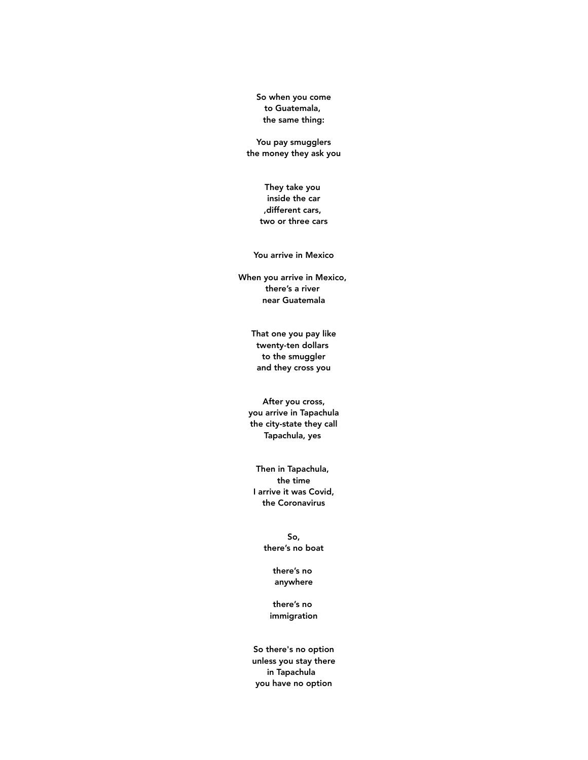So when you come
to Guatemala,
the same thing:

You pay smugglers
the money they ask you

They take you
inside the car
,different cars,
two or three cars

You arrive in Mexico

When you arrive in Mexico,
there's a river
near Guatemala

That one you pay like
twenty-ten dollars
to the smuggler
and they cross you

After you cross,
you arrive in Tapachula
the city-state they call
Tapachula, yes

Then in Tapachula,
the time
I arrive it was Covid,
the Coronavirus

So,
there's no boat

there's no
anywhere

there's no
immigration

So there's no option
unless you stay there
in Tapachula
you have no option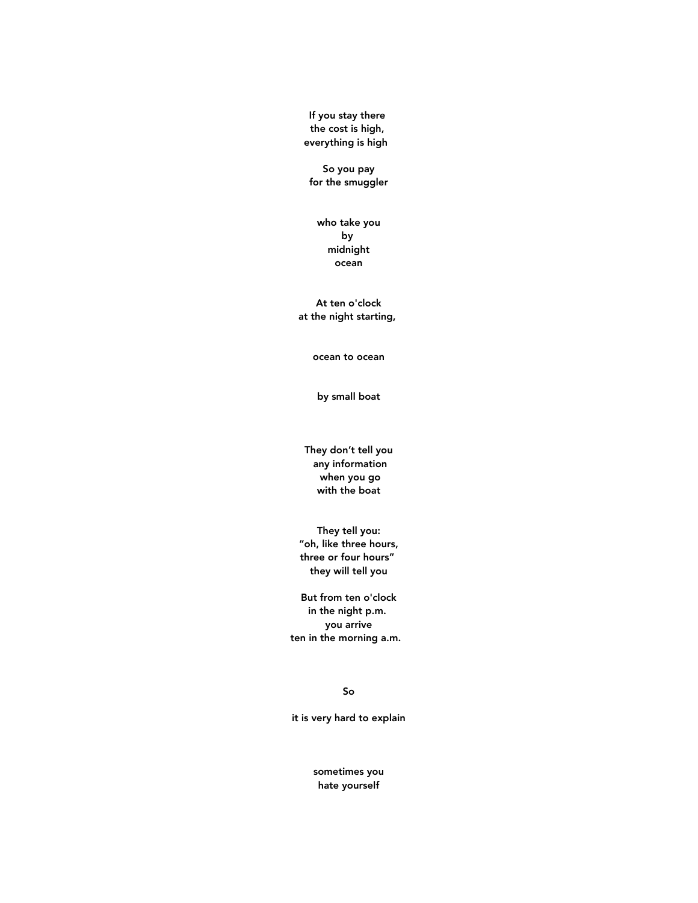If you stay there  
the cost is high,  
everything is high

So you pay  
for the smuggler

who take you  
by  
midnight  
ocean

At ten o'clock  
at the night starting,

ocean to ocean

by small boat

They don't tell you  
any information  
when you go  
with the boat

They tell you:  
"oh, like three hours,  
three or four hours"  
they will tell you

But from ten o'clock  
in the night p.m.  
you arrive  
ten in the morning a.m.

So

it is very hard to explain

sometimes you  
hate yourself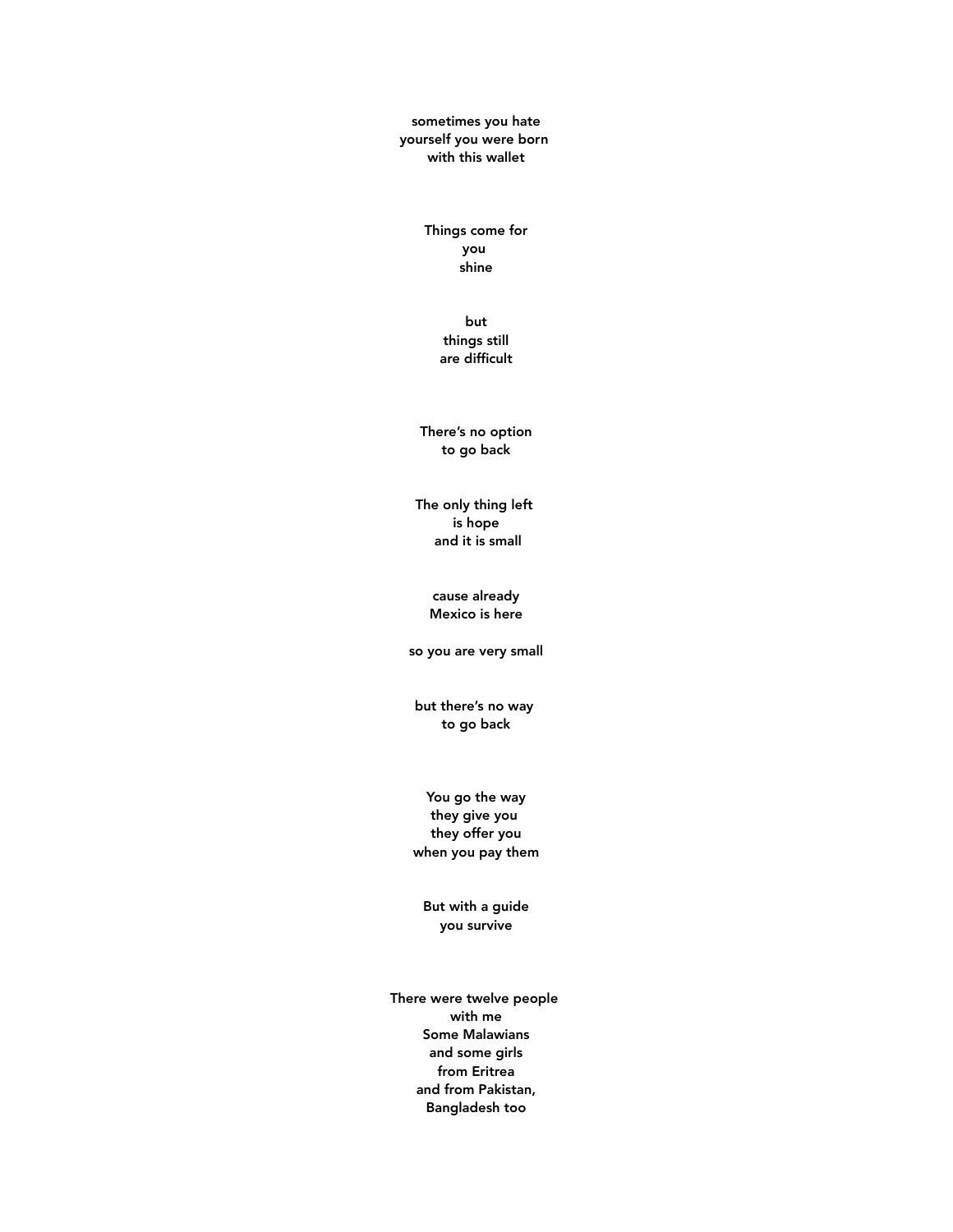sometimes you hate  
yourself you were born  
with this wallet

Things come for  
you  
shine

but  
things still  
are difficult

There's no option  
to go back

The only thing left  
is hope  
and it is small

cause already  
Mexico is here

so you are very small

but there's no way  
to go back

You go the way  
they give you  
they offer you  
when you pay them

But with a guide  
you survive

There were twelve people  
with me  
Some Malawians  
and some girls  
from Eritrea  
and from Pakistan,  
Bangladesh too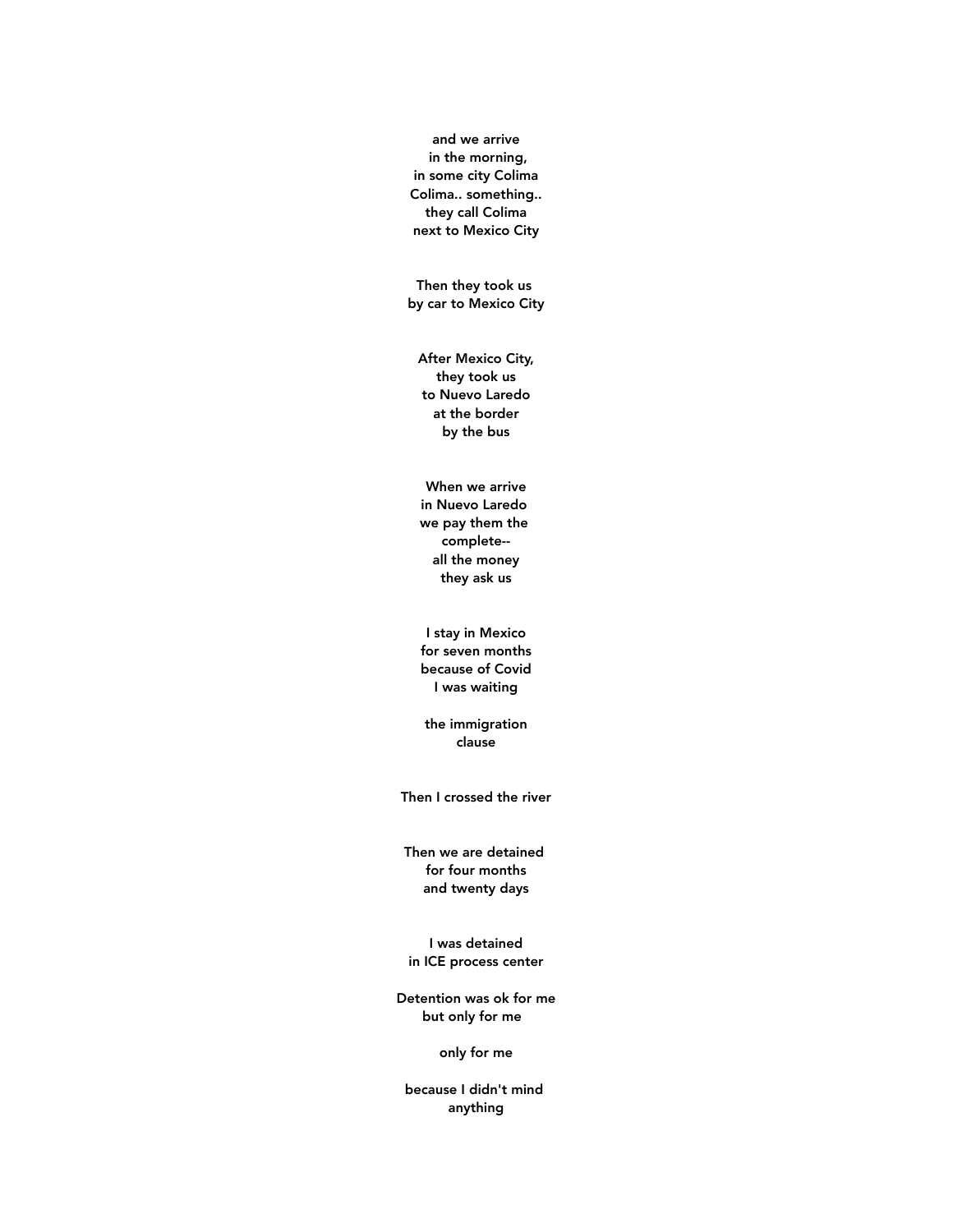and we arrive  
in the morning,  
in some city Colima  
Colima.. something..  
they call Colima  
next to Mexico City

Then they took us  
by car to Mexico City

After Mexico City,  
they took us  
to Nuevo Laredo  
at the border  
by the bus

When we arrive  
in Nuevo Laredo  
we pay them the  
complete--  
all the money  
they ask us

I stay in Mexico  
for seven months  
because of Covid  
I was waiting

the immigration  
clause

Then I crossed the river

Then we are detained  
for four months  
and twenty days

I was detained  
in ICE process center

Detention was ok for me  
but only for me

only for me

because I didn't mind  
anything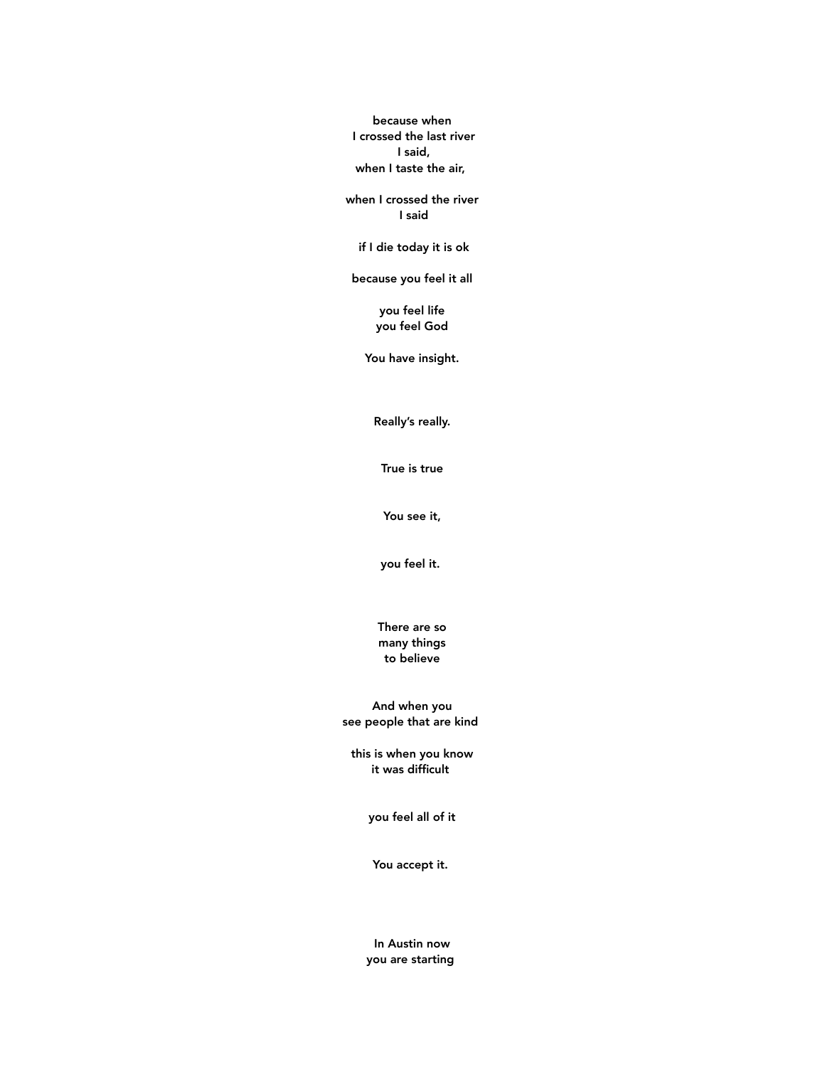because when
I crossed the last river
I said,
when I taste the air,

when I crossed the river
I said

if I die today it is ok

because you feel it all

you feel life
you feel God

You have insight.

Really's really.

True is true

You see it,

you feel it.

There are so
many things
to believe

And when you
see people that are kind

this is when you know
it was difficult

you feel all of it

You accept it.

In Austin now
you are starting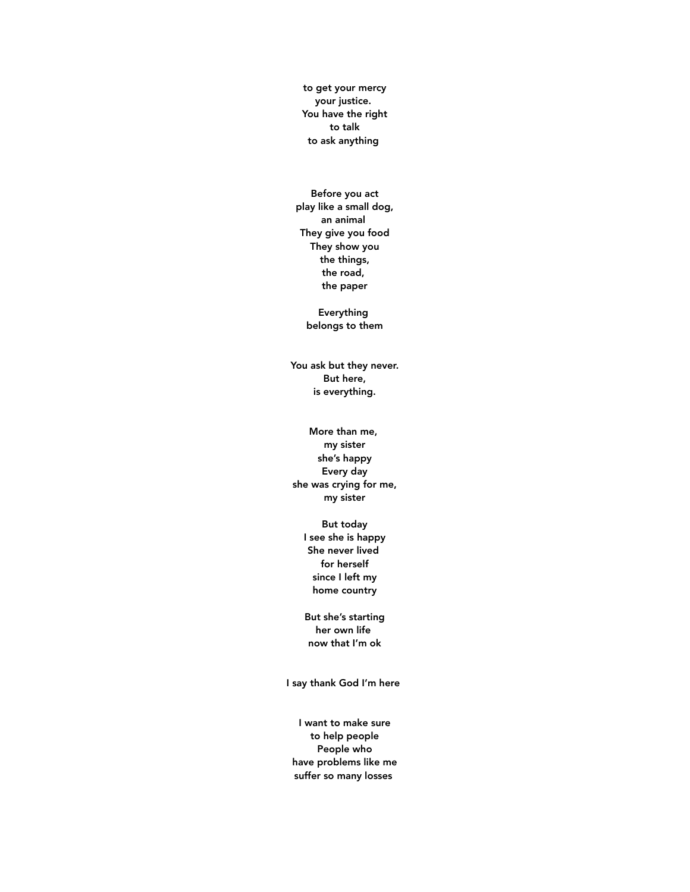to get your mercy  
your justice.  
You have the right  
to talk  
to ask anything

Before you act  
play like a small dog,  
an animal  
They give you food  
They show you  
the things,  
the road,  
the paper

Everything  
belongs to them

You ask but they never.  
But here,  
is everything.

More than me,  
my sister  
she's happy  
Every day  
she was crying for me,  
my sister

But today  
I see she is happy  
She never lived  
for herself  
since I left my  
home country

But she's starting  
her own life  
now that I'm ok

I say thank God I'm here

I want to make sure  
to help people  
People who  
have problems like me  
suffer so many losses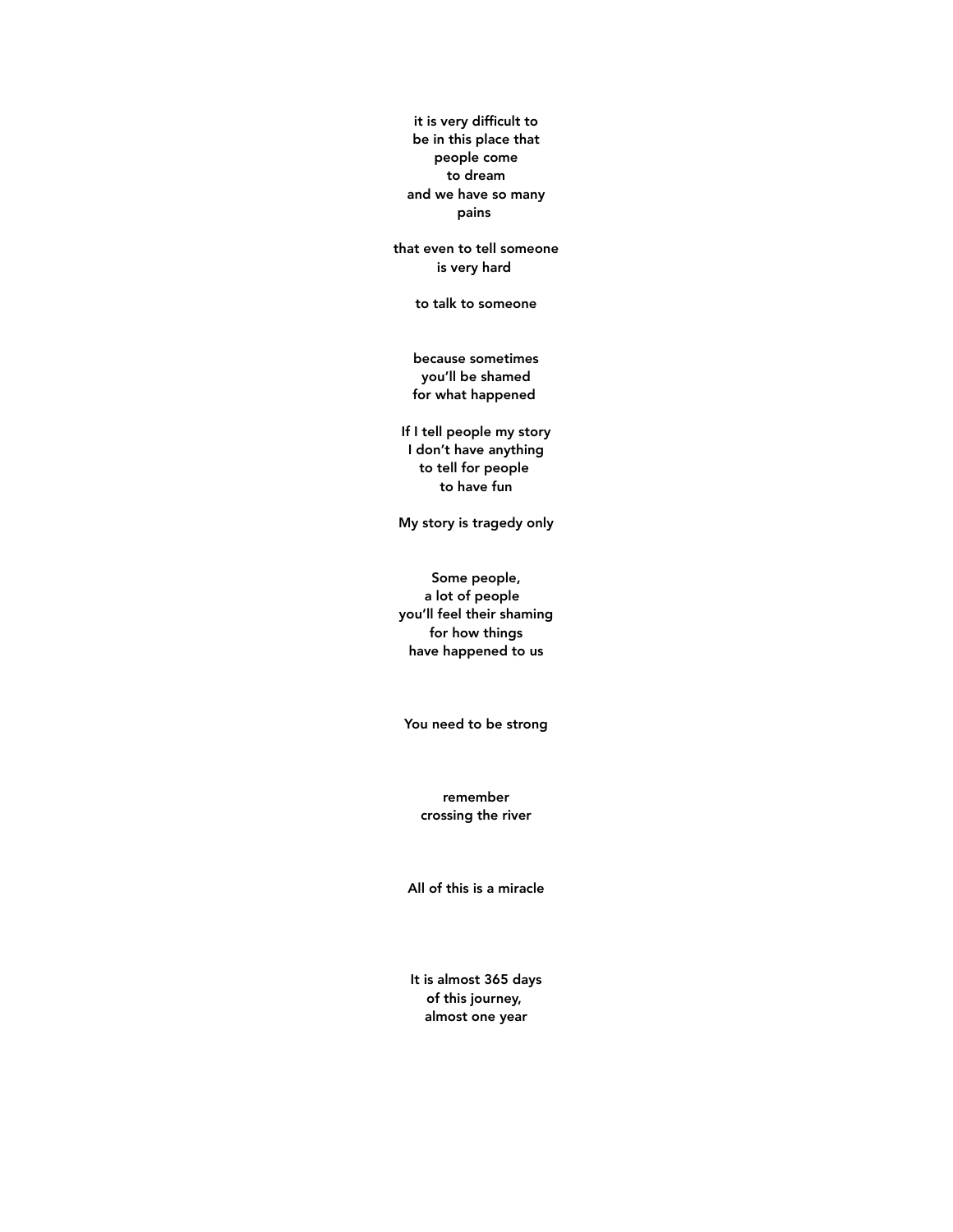it is very difficult to
be in this place that
people come
to dream
and we have so many
pains

that even to tell someone
is very hard

to talk to someone

because sometimes
you'll be shamed
for what happened

If I tell people my story
I don't have anything
to tell for people
to have fun

My story is tragedy only

Some people,
a lot of people
you'll feel their shaming
for how things
have happened to us

You need to be strong

remember
crossing the river

All of this is a miracle

It is almost 365 days
of this journey,
almost one year